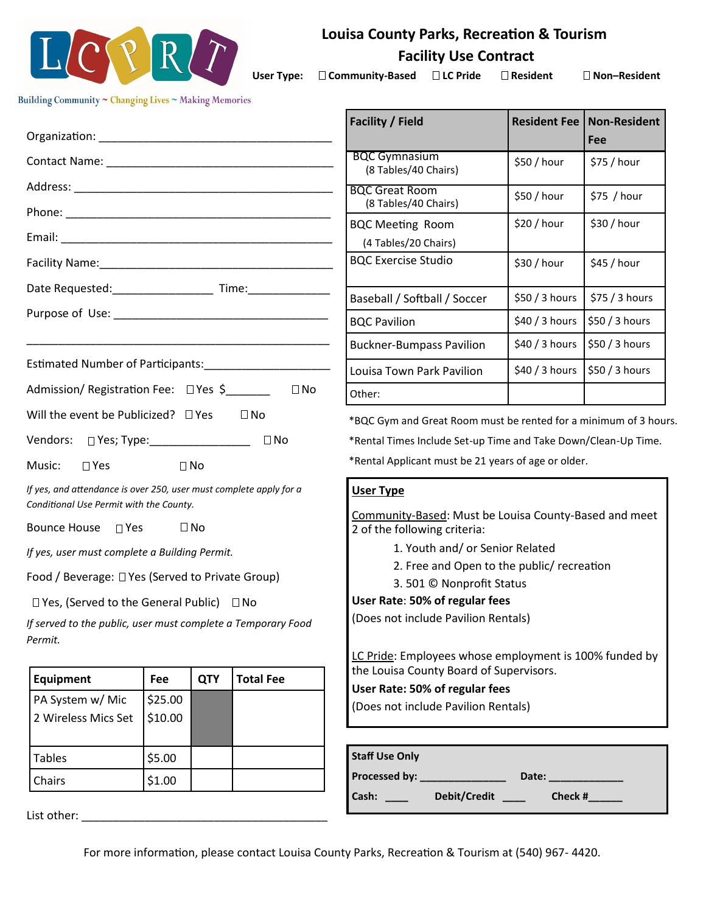LCPRT

Building Community ~ Changing Lives ~ Making Memories

# Louisa County Parks, Recreation & Tourism
## Facility Use Contract

User Type: ☐ Community-Based ☐ LC Pride ☐ Resident ☐ Non–Resident

Organization: ________________________________________

Contact Name: ________________________________________

Address: ________________________________________

Phone: ________________________________________

Email: ________________________________________

Facility Name: ________________________________________

Date Requested: ________________ Time: _____________

Purpose of Use: ________________________________________

________________________________________

Estimated Number of Participants: ____________________

Admission/ Registration Fee: ☐ Yes $_______ ☐ No

Will the event be Publicized? ☐ Yes ☐ No

Vendors: ☐ Yes; Type: ________________ ☐ No

Music: ☐ Yes ☐ No

*If yes, and attendance is over 250, user must complete apply for a Conditional Use Permit with the County.*

Bounce House ☐ Yes ☐ No

*If yes, user must complete a Building Permit.*

Food / Beverage: ☐ Yes (Served to Private Group)

☐ Yes, (Served to the General Public) ☐ No

*If served to the public, user must complete a Temporary Food Permit.*

| Equipment | Fee | QTY | Total Fee |
|---|---|---|---|
| PA System w/ Mic<br>2 Wireless Mics Set | $25.00<br>$10.00 | | |
| Tables | $5.00 | | |
| Chairs | $1.00 | | |

List other: ________________________________________

| Facility / Field | Resident Fee | Non-Resident Fee |
|---|---|---|
| BQC Gymnasium (8 Tables/40 Chairs) | $50 / hour | $75 / hour |
| BQC Great Room (8 Tables/40 Chairs) | $50 / hour | $75 / hour |
| BQC Meeting Room (4 Tables/20 Chairs) | $20 / hour | $30 / hour |
| BQC Exercise Studio | $30 / hour | $45 / hour |
| Baseball / Softball / Soccer | $50 / 3 hours | $75 / 3 hours |
| BQC Pavilion | $40 / 3 hours | $50 / 3 hours |
| Buckner-Bumpass Pavilion | $40 / 3 hours | $50 / 3 hours |
| Louisa Town Park Pavilion | $40 / 3 hours | $50 / 3 hours |
| Other: | | |

*BQC Gym and Great Room must be rented for a minimum of 3 hours.

*Rental Times Include Set-up Time and Take Down/Clean-Up Time.

*Rental Applicant must be 21 years of age or older.

**User Type**

Community-Based: Must be Louisa County-Based and meet 2 of the following criteria:

1. Youth and/ or Senior Related
2. Free and Open to the public/ recreation
3. 501 © Nonprofit Status

**User Rate**: **50% of regular fees**

(Does not include Pavilion Rentals)

LC Pride: Employees whose employment is 100% funded by the Louisa County Board of Supervisors.

**User Rate: 50% of regular fees**

(Does not include Pavilion Rentals)

**Staff Use Only**

**Processed by:** ______________ **Date:** ____________

**Cash:** ____ **Debit/Credit** ____ **Check #**______

For more information, please contact Louisa County Parks, Recreation & Tourism at (540) 967- 4420.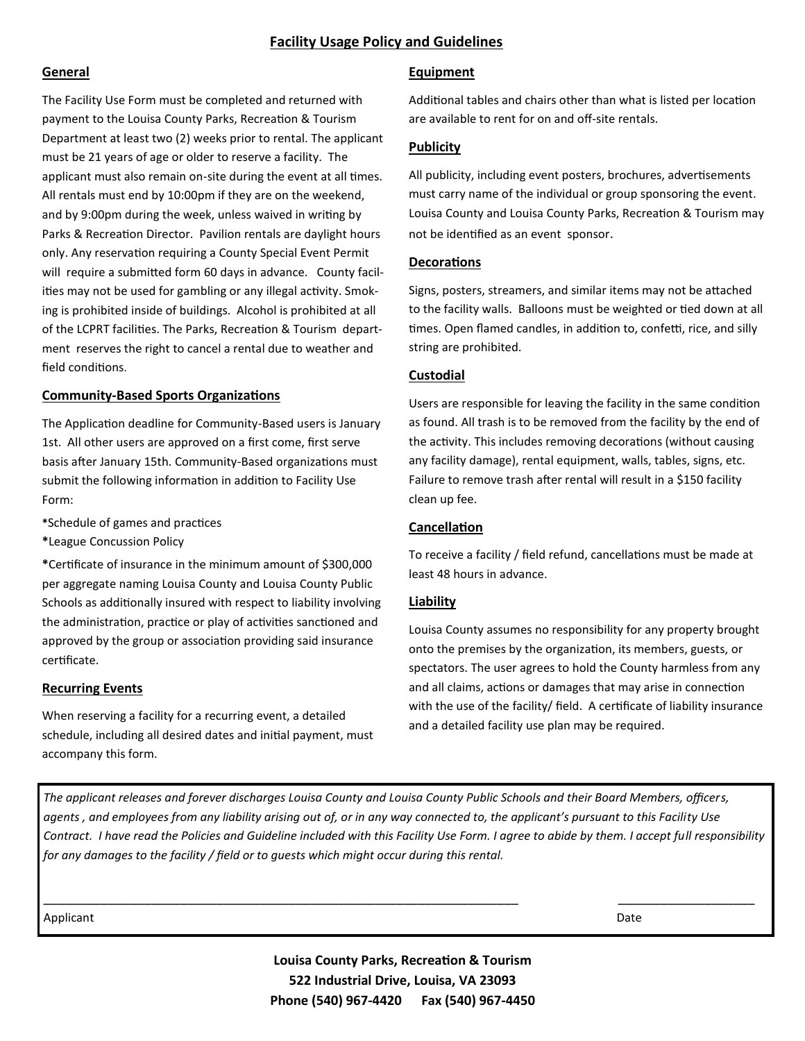## Facility Usage Policy and Guidelines

### General

The Facility Use Form must be completed and returned with payment to the Louisa County Parks, Recreation & Tourism Department at least two (2) weeks prior to rental. The applicant must be 21 years of age or older to reserve a facility. The applicant must also remain on-site during the event at all times. All rentals must end by 10:00pm if they are on the weekend, and by 9:00pm during the week, unless waived in writing by Parks & Recreation Director. Pavilion rentals are daylight hours only. Any reservation requiring a County Special Event Permit will require a submitted form 60 days in advance. County facilities may not be used for gambling or any illegal activity. Smoking is prohibited inside of buildings. Alcohol is prohibited at all of the LCPRT facilities. The Parks, Recreation & Tourism department reserves the right to cancel a rental due to weather and field conditions.

### Community-Based Sports Organizations

The Application deadline for Community-Based users is January 1st. All other users are approved on a first come, first serve basis after January 15th. Community-Based organizations must submit the following information in addition to Facility Use Form:

*Schedule of games and practices
*League Concussion Policy

*Certificate of insurance in the minimum amount of $300,000 per aggregate naming Louisa County and Louisa County Public Schools as additionally insured with respect to liability involving the administration, practice or play of activities sanctioned and approved by the group or association providing said insurance certificate.

### Recurring Events

When reserving a facility for a recurring event, a detailed schedule, including all desired dates and initial payment, must accompany this form.

### Equipment

Additional tables and chairs other than what is listed per location are available to rent for on and off-site rentals.

### Publicity

All publicity, including event posters, brochures, advertisements must carry name of the individual or group sponsoring the event. Louisa County and Louisa County Parks, Recreation & Tourism may not be identified as an event sponsor.

### Decorations

Signs, posters, streamers, and similar items may not be attached to the facility walls. Balloons must be weighted or tied down at all times. Open flamed candles, in addition to, confetti, rice, and silly string are prohibited.

### Custodial

Users are responsible for leaving the facility in the same condition as found. All trash is to be removed from the facility by the end of the activity. This includes removing decorations (without causing any facility damage), rental equipment, walls, tables, signs, etc. Failure to remove trash after rental will result in a $150 facility clean up fee.

### Cancellation

To receive a facility / field refund, cancellations must be made at least 48 hours in advance.

### Liability

Louisa County assumes no responsibility for any property brought onto the premises by the organization, its members, guests, or spectators. The user agrees to hold the County harmless from any and all claims, actions or damages that may arise in connection with the use of the facility/ field. A certificate of liability insurance and a detailed facility use plan may be required.

*The applicant releases and forever discharges Louisa County and Louisa County Public Schools and their Board Members, officers, agents , and employees from any liability arising out of, or in any way connected to, the applicant's pursuant to this Facility Use Contract. I have read the Policies and Guideline included with this Facility Use Form. I agree to abide by them. I accept full responsibility for any damages to the facility / field or to guests which might occur during this rental.*

\_\_\_\_\_\_\_\_\_\_\_\_\_\_\_\_\_\_\_\_\_\_\_\_\_\_\_\_\_\_\_\_\_\_\_\_\_\_\_\_ \_\_\_\_\_\_\_\_\_\_\_\_\_\_\_\_\_\_\_\_
Applicant Date

**Louisa County Parks, Recreation & Tourism**
**522 Industrial Drive, Louisa, VA 23093**
**Phone (540) 967-4420 Fax (540) 967-4450**